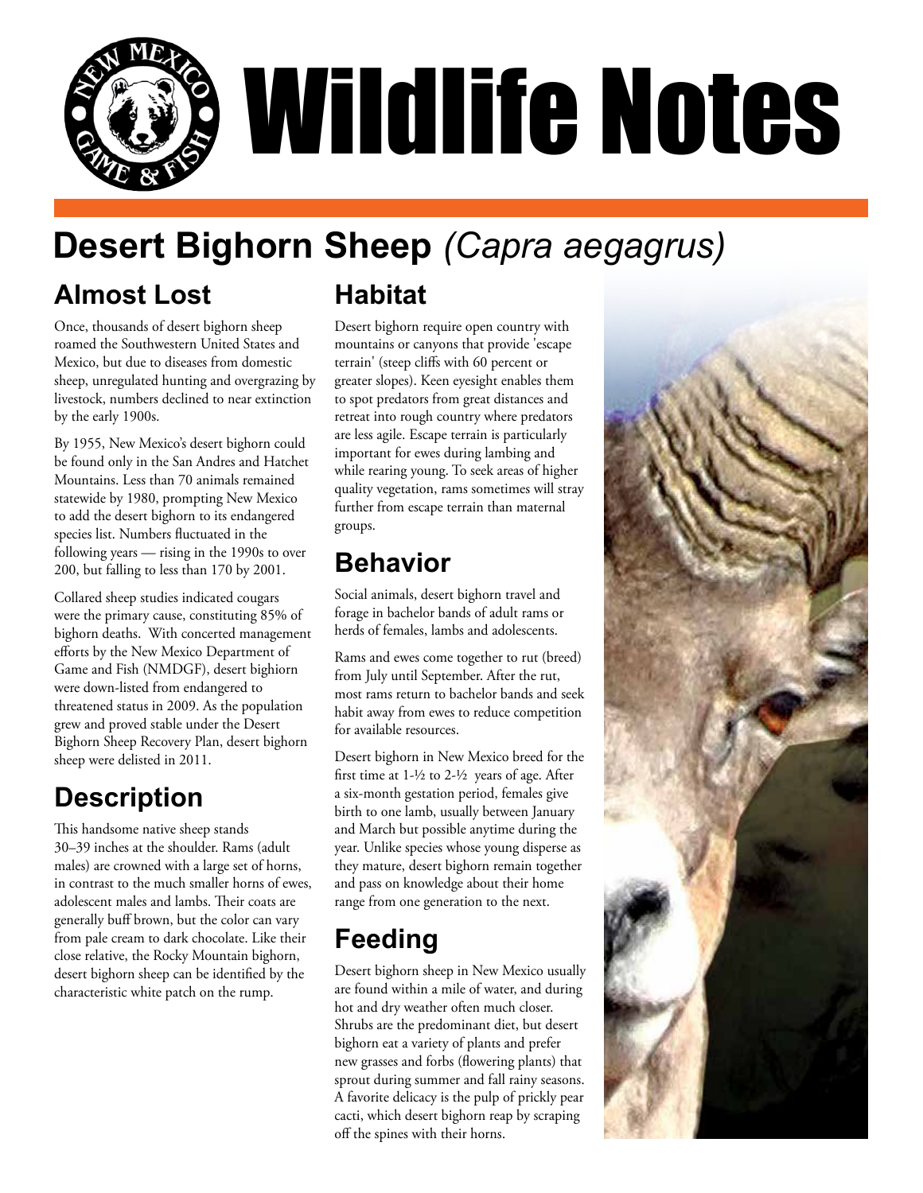# Wildlife Notes

## Desert Bighorn Sheep *(Capra aegagrus)*

### Almost Lost

Once, thousands of desert bighorn sheep roamed the Southwestern United States and Mexico, but due to diseases from domestic sheep, unregulated hunting and overgrazing by livestock, numbers declined to near extinction by the early 1900s.

By 1955, New Mexico's desert bighorn could be found only in the San Andres and Hatchet Mountains. Less than 70 animals remained statewide by 1980, prompting New Mexico to add the desert bighorn to its endangered species list. Numbers fluctuated in the following years — rising in the 1990s to over 200, but falling to less than 170 by 2001.

Collared sheep studies indicated cougars were the primary cause, constituting 85% of bighorn deaths. With concerted management efforts by the New Mexico Department of Game and Fish (NMDGF), desert bighiorn were down-listed from endangered to threatened status in 2009. As the population grew and proved stable under the Desert Bighorn Sheep Recovery Plan, desert bighorn sheep were delisted in 2011.

### Description

This handsome native sheep stands 30–39 inches at the shoulder. Rams (adult males) are crowned with a large set of horns, in contrast to the much smaller horns of ewes, adolescent males and lambs. Their coats are generally buff brown, but the color can vary from pale cream to dark chocolate. Like their close relative, the Rocky Mountain bighorn, desert bighorn sheep can be identified by the characteristic white patch on the rump.

### Habitat

Desert bighorn require open country with mountains or canyons that provide 'escape terrain' (steep cliffs with 60 percent or greater slopes). Keen eyesight enables them to spot predators from great distances and retreat into rough country where predators are less agile. Escape terrain is particularly important for ewes during lambing and while rearing young. To seek areas of higher quality vegetation, rams sometimes will stray further from escape terrain than maternal groups.

### Behavior

Social animals, desert bighorn travel and forage in bachelor bands of adult rams or herds of females, lambs and adolescents.

Rams and ewes come together to rut (breed) from July until September. After the rut, most rams return to bachelor bands and seek habit away from ewes to reduce competition for available resources.

Desert bighorn in New Mexico breed for the first time at 1-½ to 2-½ years of age. After a six-month gestation period, females give birth to one lamb, usually between January and March but possible anytime during the year. Unlike species whose young disperse as they mature, desert bighorn remain together and pass on knowledge about their home range from one generation to the next.

### Feeding

Desert bighorn sheep in New Mexico usually are found within a mile of water, and during hot and dry weather often much closer. Shrubs are the predominant diet, but desert bighorn eat a variety of plants and prefer new grasses and forbs (flowering plants) that sprout during summer and fall rainy seasons. A favorite delicacy is the pulp of prickly pear cacti, which desert bighorn reap by scraping off the spines with their horns.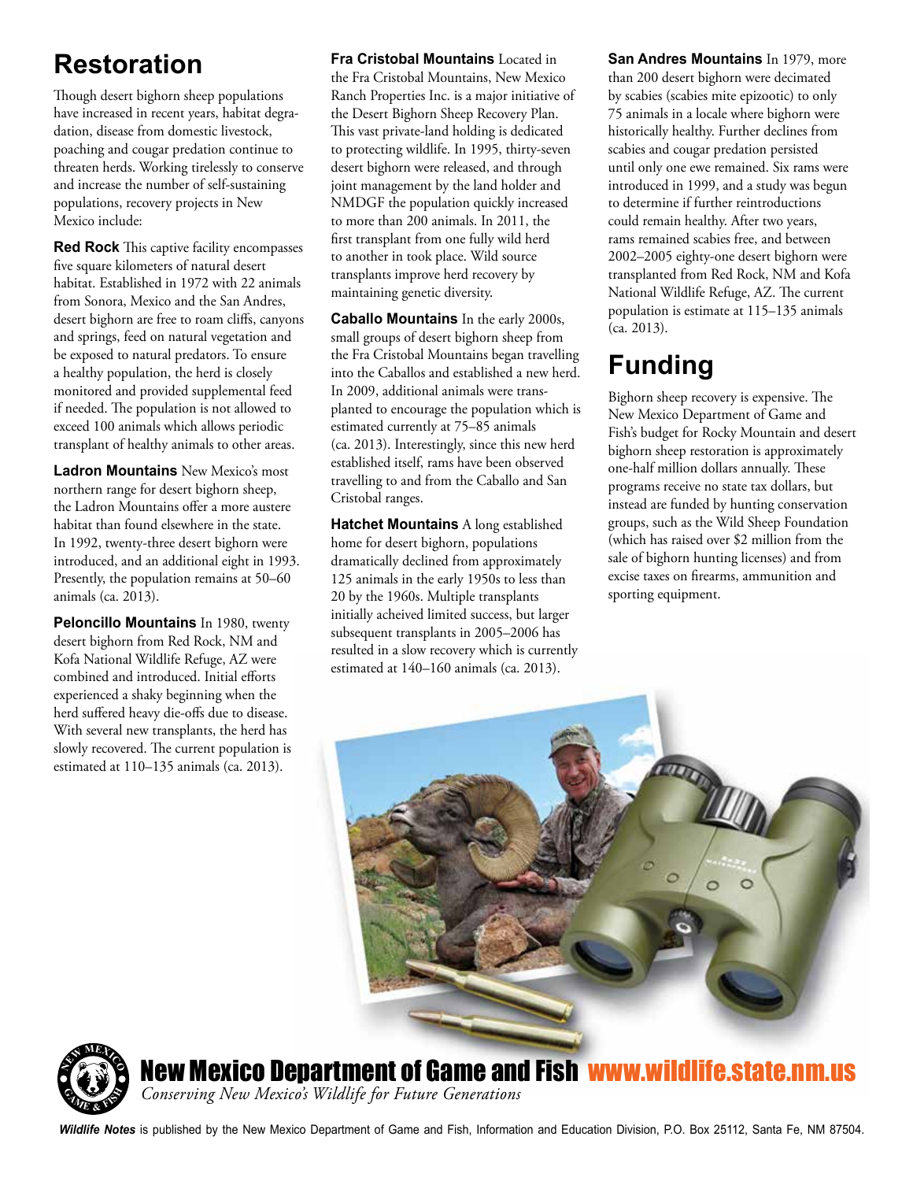## Restoration

Though desert bighorn sheep populations have increased in recent years, habitat degradation, disease from domestic livestock, poaching and cougar predation continue to threaten herds. Working tirelessly to conserve and increase the number of self-sustaining populations, recovery projects in New Mexico include:

**Red Rock** This captive facility encompasses five square kilometers of natural desert habitat. Established in 1972 with 22 animals from Sonora, Mexico and the San Andres, desert bighorn are free to roam cliffs, canyons and springs, feed on natural vegetation and be exposed to natural predators. To ensure a healthy population, the herd is closely monitored and provided supplemental feed if needed. The population is not allowed to exceed 100 animals which allows periodic transplant of healthy animals to other areas.

**Ladron Mountains** New Mexico's most northern range for desert bighorn sheep, the Ladron Mountains offer a more austere habitat than found elsewhere in the state. In 1992, twenty-three desert bighorn were introduced, and an additional eight in 1993. Presently, the population remains at 50–60 animals (ca. 2013).

**Peloncillo Mountains** In 1980, twenty desert bighorn from Red Rock, NM and Kofa National Wildlife Refuge, AZ were combined and introduced. Initial efforts experienced a shaky beginning when the herd suffered heavy die-offs due to disease. With several new transplants, the herd has slowly recovered. The current population is estimated at 110–135 animals (ca. 2013).

**Fra Cristobal Mountains** Located in the Fra Cristobal Mountains, New Mexico Ranch Properties Inc. is a major initiative of the Desert Bighorn Sheep Recovery Plan. This vast private-land holding is dedicated to protecting wildlife. In 1995, thirty-seven desert bighorn were released, and through joint management by the land holder and NMDGF the population quickly increased to more than 200 animals. In 2011, the first transplant from one fully wild herd to another in took place. Wild source transplants improve herd recovery by maintaining genetic diversity.

**Caballo Mountains** In the early 2000s, small groups of desert bighorn sheep from the Fra Cristobal Mountains began travelling into the Caballos and established a new herd. In 2009, additional animals were transplanted to encourage the population which is estimated currently at 75–85 animals (ca. 2013). Interestingly, since this new herd established itself, rams have been observed travelling to and from the Caballo and San Cristobal ranges.

**Hatchet Mountains** A long established home for desert bighorn, populations dramatically declined from approximately 125 animals in the early 1950s to less than 20 by the 1960s. Multiple transplants initially acheived limited success, but larger subsequent transplants in 2005–2006 has resulted in a slow recovery which is currently estimated at 140–160 animals (ca. 2013).

**San Andres Mountains** In 1979, more than 200 desert bighorn were decimated by scabies (scabies mite epizootic) to only 75 animals in a locale where bighorn were historically healthy. Further declines from scabies and cougar predation persisted until only one ewe remained. Six rams were introduced in 1999, and a study was begun to determine if further reintroductions could remain healthy. After two years, rams remained scabies free, and between 2002–2005 eighty-one desert bighorn were transplanted from Red Rock, NM and Kofa National Wildlife Refuge, AZ. The current population is estimate at 115–135 animals (ca. 2013).

## Funding

Bighorn sheep recovery is expensive. The New Mexico Department of Game and Fish's budget for Rocky Mountain and desert bighorn sheep restoration is approximately one-half million dollars annually. These programs receive no state tax dollars, but instead are funded by hunting conservation groups, such as the Wild Sheep Foundation (which has raised over $2 million from the sale of bighorn hunting licenses) and from excise taxes on firearms, ammunition and sporting equipment.

**New Mexico Department of Game and Fish** www.wildlife.state.nm.us

*Conserving New Mexico's Wildlife for Future Generations*

***Wildlife Notes*** is published by the New Mexico Department of Game and Fish, Information and Education Division, P.O. Box 25112, Santa Fe, NM 87504.